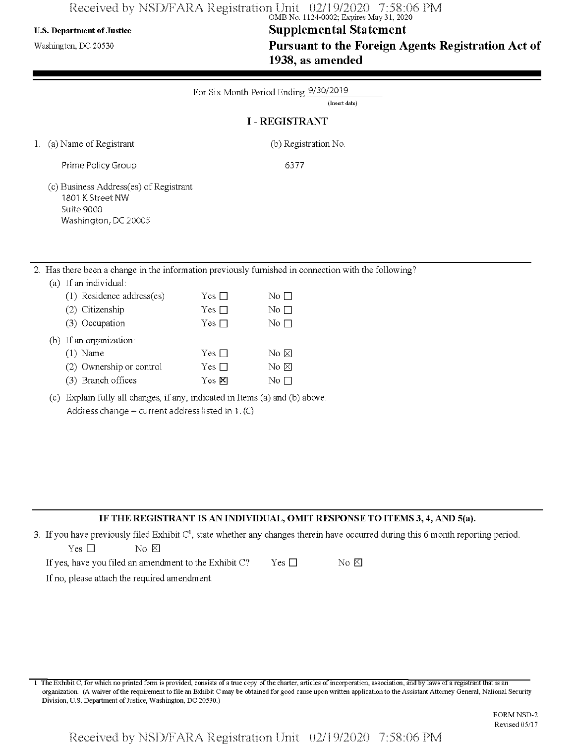U.S. Department of Justice
Washington, DC 20530

OMB No. 1124-0002; Expires May 31, 2020

# Supplemental Statement
# Pursuant to the Foreign Agents Registration Act of 1938, as amended

For Six Month Period Ending 9/30/2019
(Insert date)

## I - REGISTRANT

1. (a) Name of Registrant

   Prime Policy Group

   (b) Registration No.

   6377

   (c) Business Address(es) of Registrant
   1801 K Street NW
   Suite 9000
   Washington, DC 20005

2. Has there been a change in the information previously furnished in connection with the following?

   (a) If an individual:

   | | | |
   |---|---|---|
   | (1) Residence address(es) | Yes ☐ | No ☐ |
   | (2) Citizenship | Yes ☐ | No ☐ |
   | (3) Occupation | Yes ☐ | No ☐ |

   (b) If an organization:

   | | | |
   |---|---|---|
   | (1) Name | Yes ☐ | No ☒ |
   | (2) Ownership or control | Yes ☐ | No ☒ |
   | (3) Branch offices | Yes ☒ | No ☐ |

   (c) Explain fully all changes, if any, indicated in Items (a) and (b) above.
   Address change -- current address listed in 1. (C)

**IF THE REGISTRANT IS AN INDIVIDUAL, OMIT RESPONSE TO ITEMS 3, 4, AND 5(a).**

3. If you have previously filed Exhibit C[1], state whether any changes therein have occurred during this 6 month reporting period.

   Yes ☐ No ☒

   If yes, have you filed an amendment to the Exhibit C? Yes ☐ No ☒

   If no, please attach the required amendment.

[1] The Exhibit C, for which no printed form is provided, consists of a true copy of the charter, articles of incorporation, association, and by laws of a registrant that is an organization. (A waiver of the requirement to file an Exhibit C may be obtained for good cause upon written application to the Assistant Attorney General, National Security Division, U.S. Department of Justice, Washington, DC 20530.)

FORM NSD-2
Revised 05/17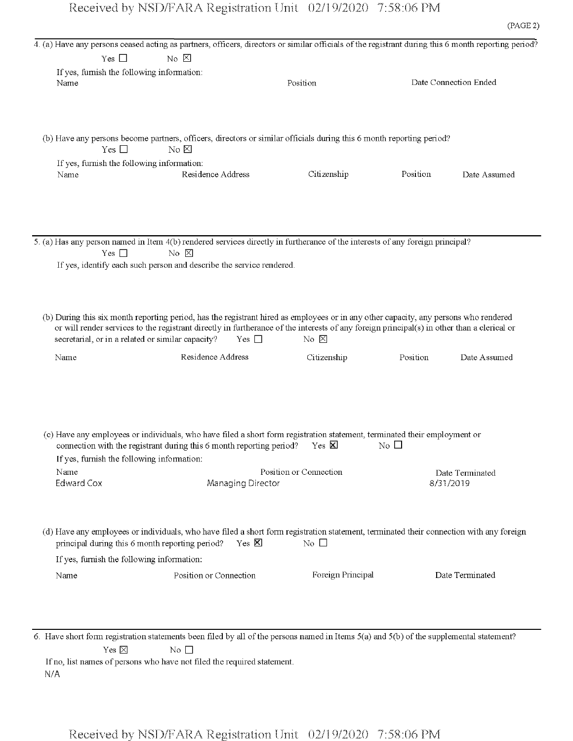(PAGE 2)

4. (a) Have any persons ceased acting as partners, officers, directors or similar officials of the registrant during this 6 month reporting period?

Yes ☐ No ☒

If yes, furnish the following information:

| Name | Position | Date Connection Ended |
| --- | --- | --- |

(b) Have any persons become partners, officers, directors or similar officials during this 6 month reporting period?

Yes ☐ No ☒

If yes, furnish the following information:

| Name | Residence Address | Citizenship | Position | Date Assumed |
| --- | --- | --- | --- | --- |

5. (a) Has any person named in Item 4(b) rendered services directly in furtherance of the interests of any foreign principal?

Yes ☐ No ☒

If yes, identify each such person and describe the service rendered.

(b) During this six month reporting period, has the registrant hired as employees or in any other capacity, any persons who rendered or will render services to the registrant directly in furtherance of the interests of any foreign principal(s) in other than a clerical or secretarial, or in a related or similar capacity? Yes ☐ No ☒

| Name | Residence Address | Citizenship | Position | Date Assumed |
| --- | --- | --- | --- | --- |

(c) Have any employees or individuals, who have filed a short form registration statement, terminated their employment or connection with the registrant during this 6 month reporting period? Yes ☒ No ☐

If yes, furnish the following information:

| Name | Position or Connection | Date Terminated |
| --- | --- | --- |
| Edward Cox | Managing Director | 8/31/2019 |

(d) Have any employees or individuals, who have filed a short form registration statement, terminated their connection with any foreign principal during this 6 month reporting period? Yes ☒ No ☐

If yes, furnish the following information:

| Name | Position or Connection | Foreign Principal | Date Terminated |
| --- | --- | --- | --- |

6. Have short form registration statements been filed by all of the persons named in Items 5(a) and 5(b) of the supplemental statement?

Yes ☒ No ☐

If no, list names of persons who have not filed the required statement.

N/A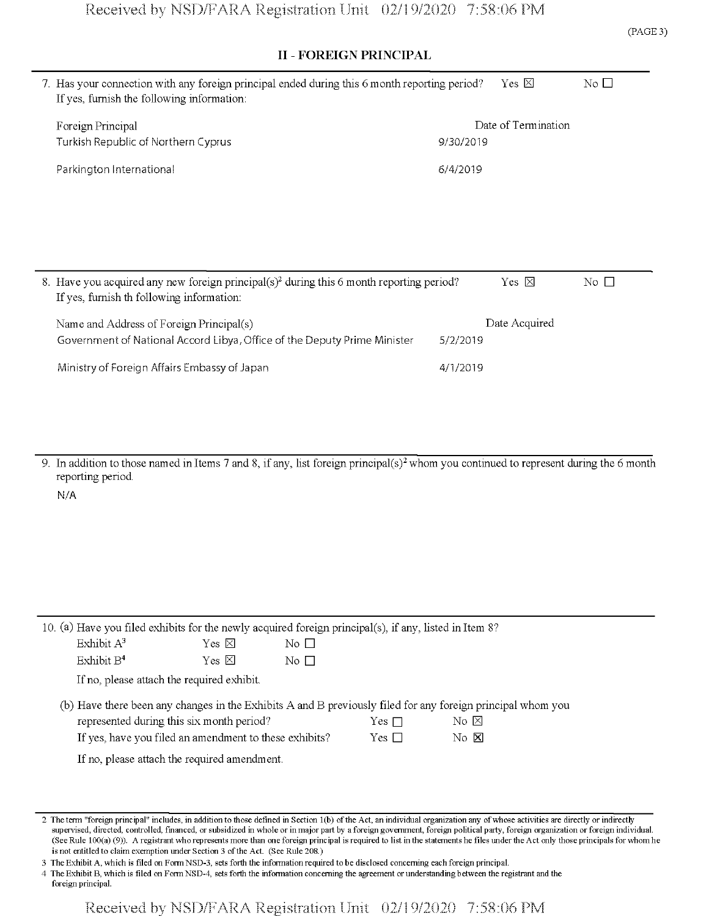## II - FOREIGN PRINCIPAL

7. Has your connection with any foreign principal ended during this 6 month reporting period? Yes ☒ No ☐
   If yes, furnish the following information:

| Foreign Principal | Date of Termination |
|---|---|
| Turkish Republic of Northern Cyprus | 9/30/2019 |
| Parkington International | 6/4/2019 |

8. Have you acquired any new foreign principal(s)[2] during this 6 month reporting period? Yes ☒ No ☐
   If yes, furnish th following information:

| Name and Address of Foreign Principal(s) | Date Acquired |
|---|---|
| Government of National Accord Libya, Office of the Deputy Prime Minister | 5/2/2019 |
| Ministry of Foreign Affairs Embassy of Japan | 4/1/2019 |

9. In addition to those named in Items 7 and 8, if any, list foreign principal(s)[2] whom you continued to represent during the 6 month reporting period.

   N/A

10. (a) Have you filed exhibits for the newly acquired foreign principal(s), if any, listed in Item 8?

    Exhibit A[3] Yes ☒ No ☐

    Exhibit B[4] Yes ☒ No ☐

    If no, please attach the required exhibit.

    (b) Have there been any changes in the Exhibits A and B previously filed for any foreign principal whom you represented during this six month period? Yes ☐ No ☒

    If yes, have you filed an amendment to these exhibits? Yes ☐ No ☒

    If no, please attach the required amendment.

---

2 The term "foreign principal" includes, in addition to those defined in Section 1(b) of the Act, an individual organization any of whose activities are directly or indirectly supervised, directed, controlled, financed, or subsidized in whole or in major part by a foreign government, foreign political party, foreign organization or foreign individual. (See Rule 100(a) (9)). A registrant who represents more than one foreign principal is required to list in the statements he files under the Act only those principals for whom he is not entitled to claim exemption under Section 3 of the Act. (See Rule 208.)

3 The Exhibit A, which is filed on Form NSD-3, sets forth the information required to be disclosed concerning each foreign principal.

4 The Exhibit B, which is filed on Form NSD-4, sets forth the information concerning the agreement or understanding between the registrant and the foreign principal.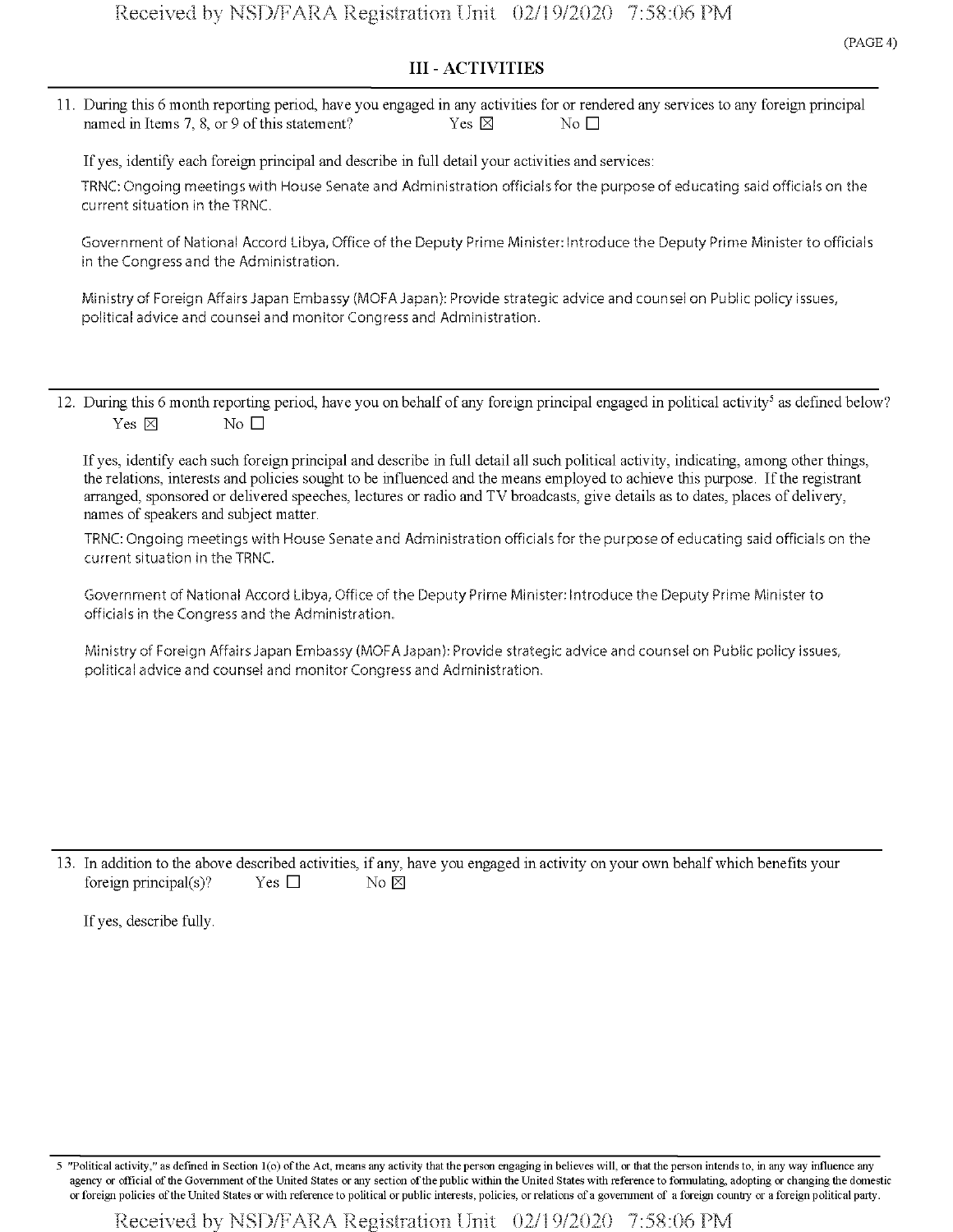## III - ACTIVITIES

11. During this 6 month reporting period, have you engaged in any activities for or rendered any services to any foreign principal named in Items 7, 8, or 9 of this statement? Yes ☒ No ☐

If yes, identify each foreign principal and describe in full detail your activities and services:

TRNC: Ongoing meetings with House Senate and Administration officials for the purpose of educating said officials on the current situation in the TRNC.

Government of National Accord Libya, Office of the Deputy Prime Minister: Introduce the Deputy Prime Minister to officials in the Congress and the Administration.

Ministry of Foreign Affairs Japan Embassy (MOFA Japan): Provide strategic advice and counsel on Public policy issues, political advice and counsel and monitor Congress and Administration.

12. During this 6 month reporting period, have you on behalf of any foreign principal engaged in political activity[5] as defined below? Yes ☒ No ☐

If yes, identify each such foreign principal and describe in full detail all such political activity, indicating, among other things, the relations, interests and policies sought to be influenced and the means employed to achieve this purpose. If the registrant arranged, sponsored or delivered speeches, lectures or radio and TV broadcasts, give details as to dates, places of delivery, names of speakers and subject matter.

TRNC: Ongoing meetings with House Senate and Administration officials for the purpose of educating said officials on the current situation in the TRNC.

Government of National Accord Libya, Office of the Deputy Prime Minister: Introduce the Deputy Prime Minister to officials in the Congress and the Administration.

Ministry of Foreign Affairs Japan Embassy (MOFA Japan): Provide strategic advice and counsel on Public policy issues, political advice and counsel and monitor Congress and Administration.

13. In addition to the above described activities, if any, have you engaged in activity on your own behalf which benefits your foreign principal(s)? Yes ☐ No ☒

If yes, describe fully.

---

5 "Political activity," as defined in Section 1(o) of the Act, means any activity that the person engaging in believes will, or that the person intends to, in any way influence any agency or official of the Government of the United States or any section of the public within the United States with reference to formulating, adopting or changing the domestic or foreign policies of the United States or with reference to political or public interests, policies, or relations of a government of a foreign country or a foreign political party.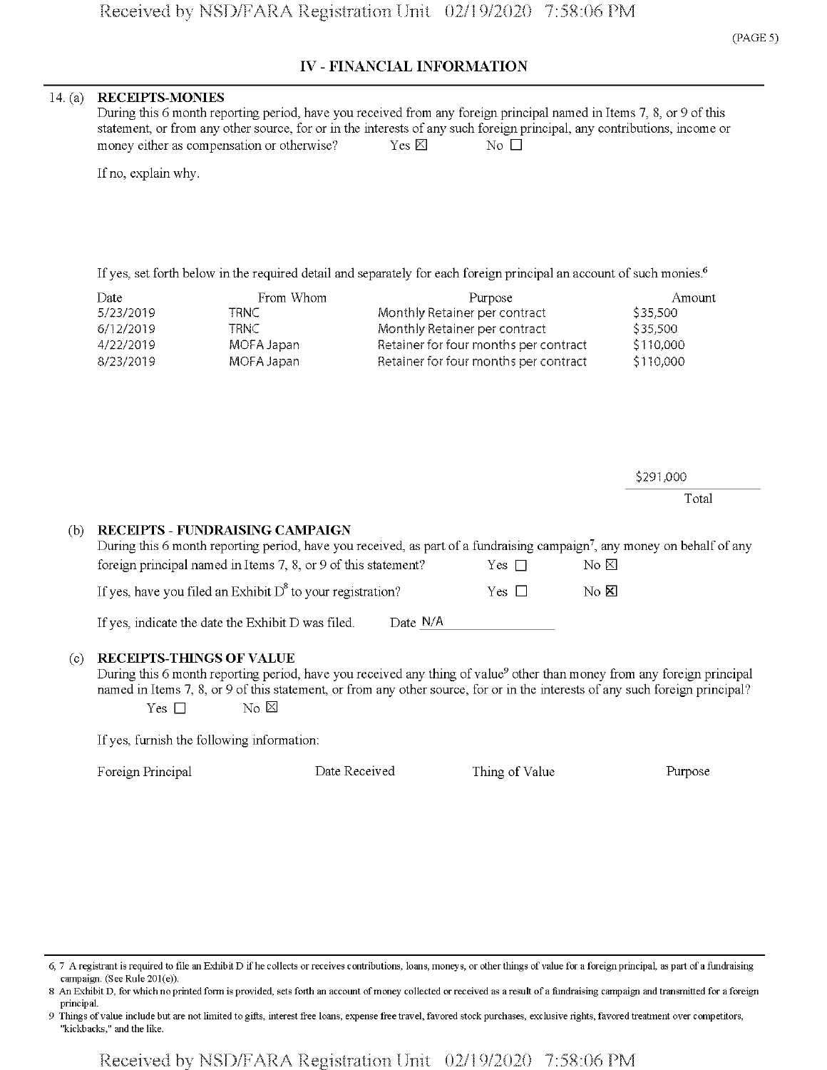## IV - FINANCIAL INFORMATION

14. (a) **RECEIPTS-MONIES**

During this 6 month reporting period, have you received from any foreign principal named in Items 7, 8, or 9 of this statement, or from any other source, for or in the interests of any such foreign principal, any contributions, income or money either as compensation or otherwise? Yes ☒ No ☐

If no, explain why.

If yes, set forth below in the required detail and separately for each foreign principal an account of such monies.[6]

| Date | From Whom | Purpose | Amount |
|---|---|---|---|
| 5/23/2019 | TRNC | Monthly Retainer per contract | $35,500 |
| 6/12/2019 | TRNC | Monthly Retainer per contract | $35,500 |
| 4/22/2019 | MOFA Japan | Retainer for four months per contract | $110,000 |
| 8/23/2019 | MOFA Japan | Retainer for four months per contract | $110,000 |

$291,000
Total

(b) **RECEIPTS - FUNDRAISING CAMPAIGN**

During this 6 month reporting period, have you received, as part of a fundraising campaign[7], any money on behalf of any foreign principal named in Items 7, 8, or 9 of this statement? Yes ☐ No ☒

If yes, have you filed an Exhibit D[8] to your registration? Yes ☐ No ☒

If yes, indicate the date the Exhibit D was filed. Date N/A

(c) **RECEIPTS-THINGS OF VALUE**

During this 6 month reporting period, have you received any thing of value[9] other than money from any foreign principal named in Items 7, 8, or 9 of this statement, or from any other source, for or in the interests of any such foreign principal?
Yes ☐ No ☒

If yes, furnish the following information:

| Foreign Principal | Date Received | Thing of Value | Purpose |
|---|---|---|---|

---

6, 7 A registrant is required to file an Exhibit D if he collects or receives contributions, loans, moneys, or other things of value for a foreign principal, as part of a fundraising campaign. (See Rule 201(e)).

8 An Exhibit D, for which no printed form is provided, sets forth an account of money collected or received as a result of a fundraising campaign and transmitted for a foreign principal.

9 Things of value include but are not limited to gifts, interest free loans, expense free travel, favored stock purchases, exclusive rights, favored treatment over competitors, "kickbacks," and the like.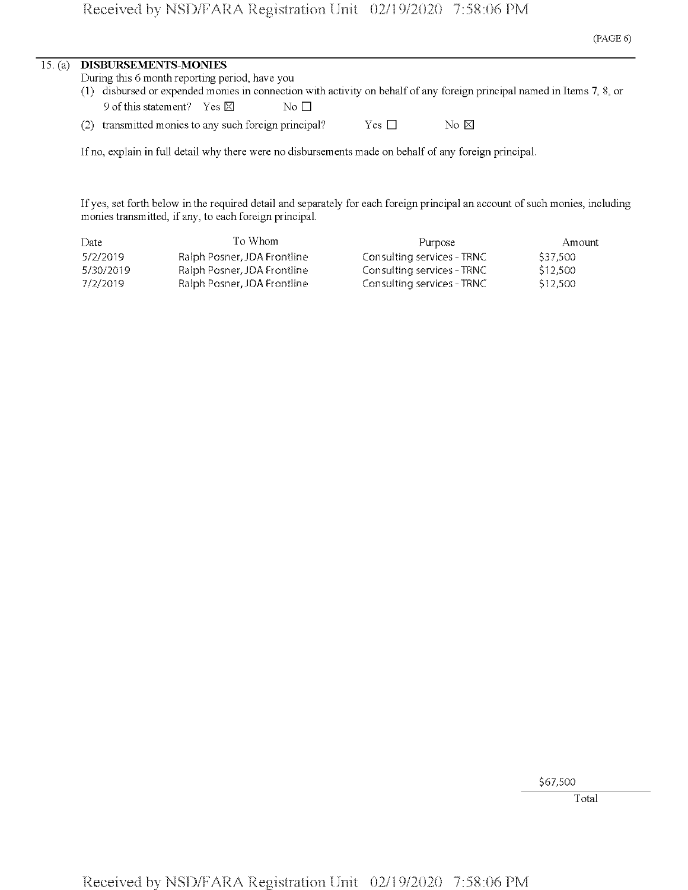(PAGE 6)

15. (a) **DISBURSEMENTS-MONIES**

During this 6 month reporting period, have you

(1) disbursed or expended monies in connection with activity on behalf of any foreign principal named in Items 7, 8, or 9 of this statement? Yes ☒ No ☐

(2) transmitted monies to any such foreign principal? Yes ☐ No ☒

If no, explain in full detail why there were no disbursements made on behalf of any foreign principal.

If yes, set forth below in the required detail and separately for each foreign principal an account of such monies, including monies transmitted, if any, to each foreign principal.

| Date | To Whom | Purpose | Amount |
|---|---|---|---|
| 5/2/2019 | Ralph Posner, JDA Frontline | Consulting services - TRNC | $37,500 |
| 5/30/2019 | Ralph Posner, JDA Frontline | Consulting services - TRNC | $12,500 |
| 7/2/2019 | Ralph Posner, JDA Frontline | Consulting services - TRNC | $12,500 |

$67,500

Total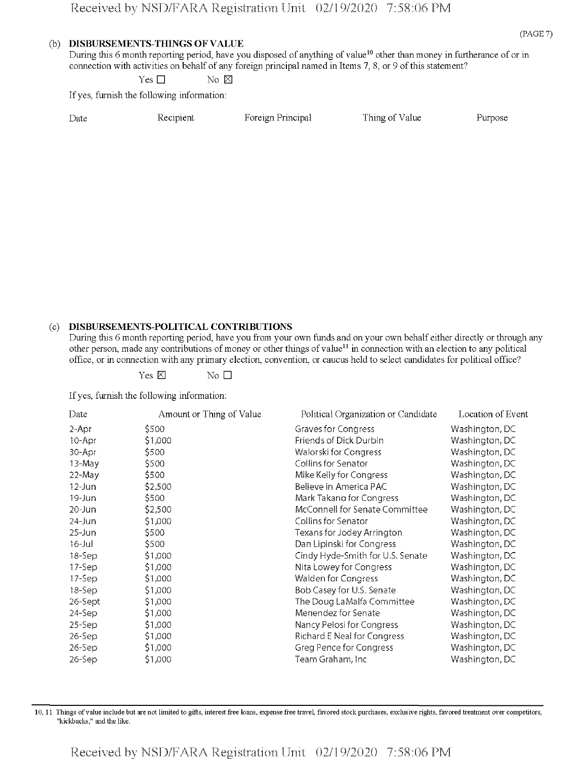(PAGE 7)

(b) **DISBURSEMENTS-THINGS OF VALUE**

During this 6 month reporting period, have you disposed of anything of value[10] other than money in furtherance of or in connection with activities on behalf of any foreign principal named in Items 7, 8, or 9 of this statement?

Yes ☐ No ☒

If yes, furnish the following information:

| Date | Recipient | Foreign Principal | Thing of Value | Purpose |
|---|---|---|---|---|

(c) **DISBURSEMENTS-POLITICAL CONTRIBUTIONS**

During this 6 month reporting period, have you from your own funds and on your own behalf either directly or through any other person, made any contributions of money or other things of value[11] in connection with an election to any political office, or in connection with any primary election, convention, or caucus held to select candidates for political office?

Yes ☒ No ☐

If yes, furnish the following information:

| Date | Amount or Thing of Value | Political Organization or Candidate | Location of Event |
|---|---|---|---|
| 2-Apr | $500 | Graves for Congress | Washington, DC |
| 10-Apr | $1,000 | Friends of Dick Durbin | Washington, DC |
| 30-Apr | $500 | Walorski for Congress | Washington, DC |
| 13-May | $500 | Collins for Senator | Washington, DC |
| 22-May | $500 | Mike Kelly for Congress | Washington, DC |
| 12-Jun | $2,500 | Believe in America PAC | Washington, DC |
| 19-Jun | $500 | Mark Takano for Congress | Washington, DC |
| 20-Jun | $2,500 | McConnell for Senate Committee | Washington, DC |
| 24-Jun | $1,000 | Collins for Senator | Washington, DC |
| 25-Jun | $500 | Texans for Jodey Arrington | Washington, DC |
| 16-Jul | $500 | Dan Lipinski for Congress | Washington, DC |
| 18-Sep | $1,000 | Cindy Hyde-Smith for U.S. Senate | Washington, DC |
| 17-Sep | $1,000 | Nita Lowey for Congress | Washington, DC |
| 17-Sep | $1,000 | Walden for Congress | Washington, DC |
| 18-Sep | $1,000 | Bob Casey for U.S. Senate | Washington, DC |
| 26-Sept | $1,000 | The Doug LaMalfa Committee | Washington, DC |
| 24-Sep | $1,000 | Menendez for Senate | Washington, DC |
| 25-Sep | $1,000 | Nancy Pelosi for Congress | Washington, DC |
| 26-Sep | $1,000 | Richard E Neal for Congress | Washington, DC |
| 26-Sep | $1,000 | Greg Pence for Congress | Washington, DC |
| 26-Sep | $1,000 | Team Graham, Inc | Washington, DC |

10, 11 Things of value include but are not limited to gifts, interest free loans, expense free travel, favored stock purchases, exclusive rights, favored treatment over competitors, "kickbacks," and the like.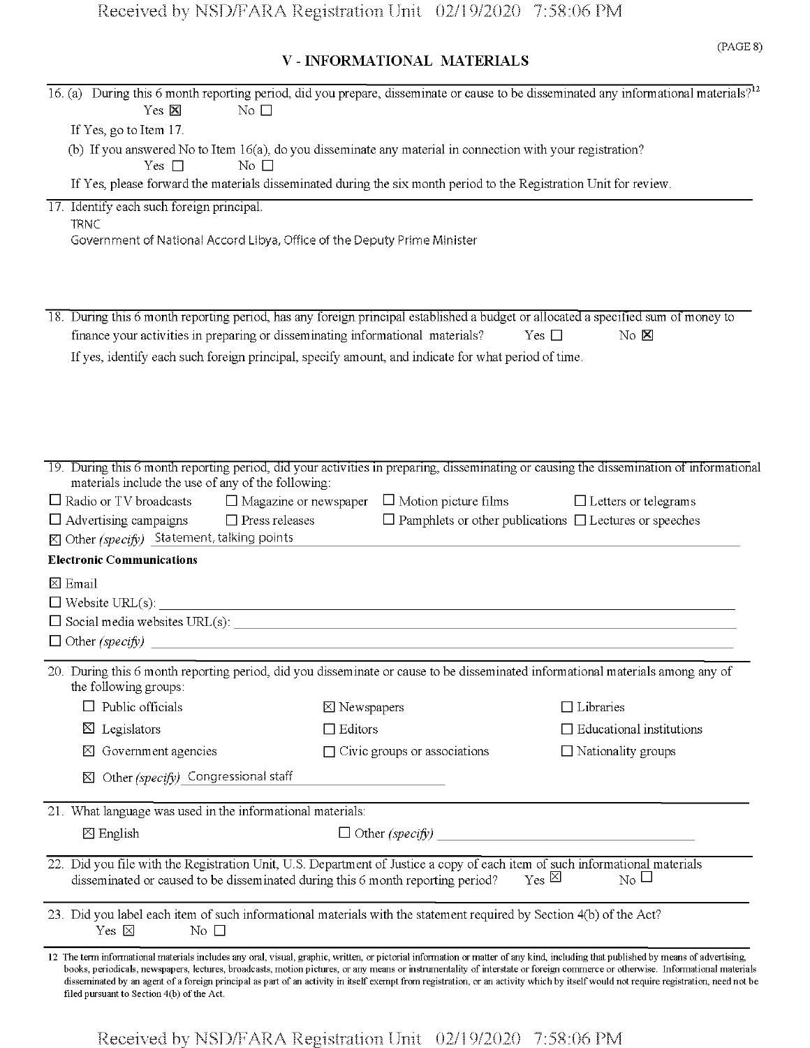(PAGE 8)

## V - INFORMATIONAL MATERIALS

16. (a) During this 6 month reporting period, did you prepare, disseminate or cause to be disseminated any informational materials?[12]

Yes ☒ No ☐

If Yes, go to Item 17.

(b) If you answered No to Item 16(a), do you disseminate any material in connection with your registration?

Yes ☐ No ☐

If Yes, please forward the materials disseminated during the six month period to the Registration Unit for review.

17. Identify each such foreign principal.

TRNC

Government of National Accord Libya, Office of the Deputy Prime Minister

18. During this 6 month reporting period, has any foreign principal established a budget or allocated a specified sum of money to finance your activities in preparing or disseminating informational materials? Yes ☐ No ☒

If yes, identify each such foreign principal, specify amount, and indicate for what period of time.

19. During this 6 month reporting period, did your activities in preparing, disseminating or causing the dissemination of informational materials include the use of any of the following:

☐ Radio or TV broadcasts ☐ Magazine or newspaper ☐ Motion picture films ☐ Letters or telegrams

☐ Advertising campaigns ☐ Press releases ☐ Pamphlets or other publications ☐ Lectures or speeches

☒ Other *(specify)* Statement, talking points

**Electronic Communications**

☒ Email

☐ Website URL(s):

☐ Social media websites URL(s):

☐ Other *(specify)*

20. During this 6 month reporting period, did you disseminate or cause to be disseminated informational materials among any of the following groups:

☐ Public officials ☒ Newspapers ☐ Libraries

☒ Legislators ☐ Editors ☐ Educational institutions

☒ Government agencies ☐ Civic groups or associations ☐ Nationality groups

☒ Other *(specify)* Congressional staff

21. What language was used in the informational materials:

☒ English ☐ Other *(specify)*

22. Did you file with the Registration Unit, U.S. Department of Justice a copy of each item of such informational materials disseminated or caused to be disseminated during this 6 month reporting period? Yes ☒ No ☐

23. Did you label each item of such informational materials with the statement required by Section 4(b) of the Act?

Yes ☒ No ☐

12 The term informational materials includes any oral, visual, graphic, written, or pictorial information or matter of any kind, including that published by means of advertising, books, periodicals, newspapers, lectures, broadcasts, motion pictures, or any means or instrumentality of interstate or foreign commerce or otherwise. Informational materials disseminated by an agent of a foreign principal as part of an activity in itself exempt from registration, or an activity which by itself would not require registration, need not be filed pursuant to Section 4(b) of the Act.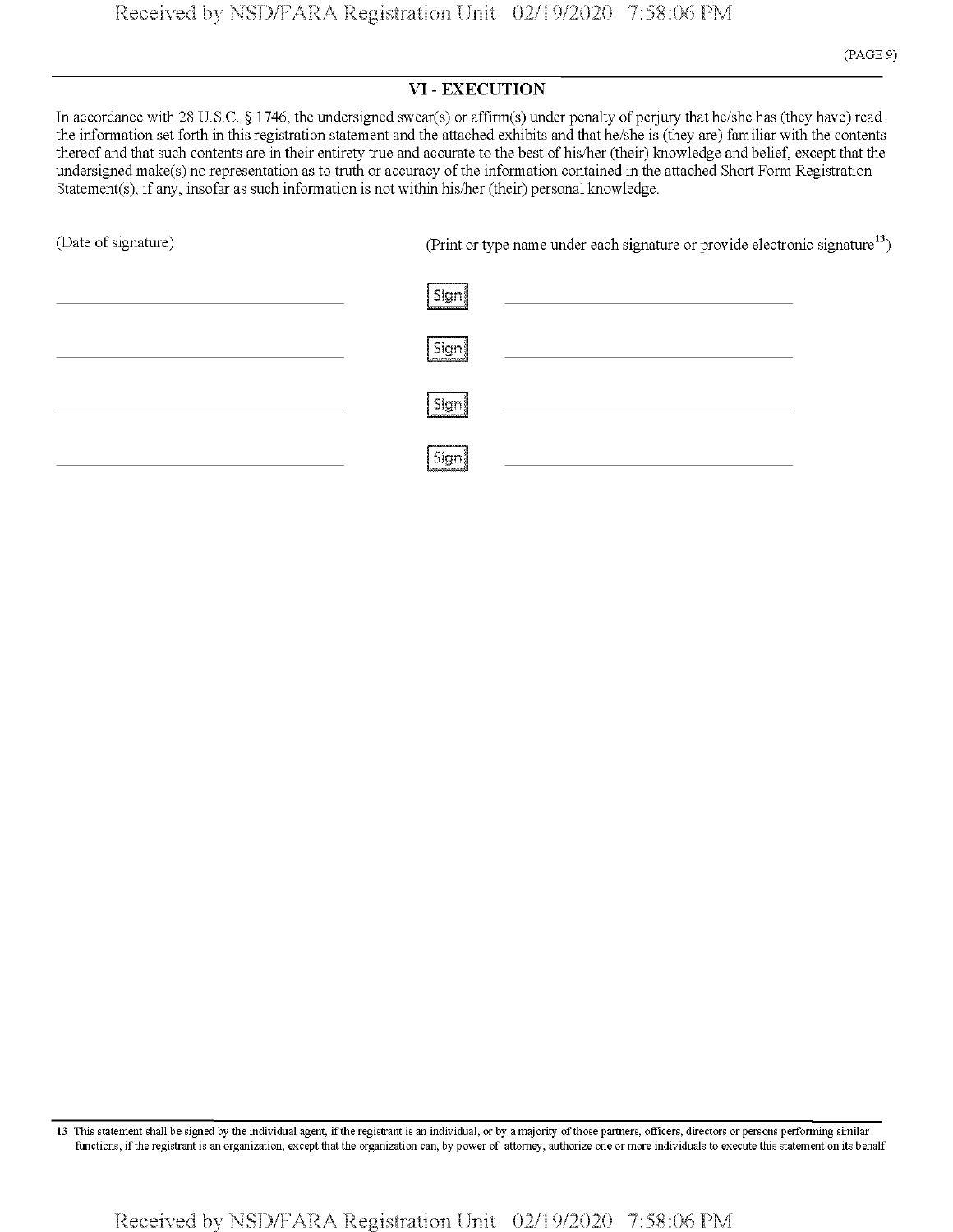## VI - EXECUTION

In accordance with 28 U.S.C. § 1746, the undersigned swear(s) or affirm(s) under penalty of perjury that he/she has (they have) read the information set forth in this registration statement and the attached exhibits and that he/she is (they are) familiar with the contents thereof and that such contents are in their entirety true and accurate to the best of his/her (their) knowledge and belief, except that the undersigned make(s) no representation as to truth or accuracy of the information contained in the attached Short Form Registration Statement(s), if any, insofar as such information is not within his/her (their) personal knowledge.

| (Date of signature) | | (Print or type name under each signature or provide electronic signature[13]) |
|---|---|---|
| ______________________ | Sign | ______________________ |
| ______________________ | Sign | ______________________ |
| ______________________ | Sign | ______________________ |
| ______________________ | Sign | ______________________ |

13 This statement shall be signed by the individual agent, if the registrant is an individual, or by a majority of those partners, officers, directors or persons performing similar functions, if the registrant is an organization, except that the organization can, by power of attorney, authorize one or more individuals to execute this statement on its behalf.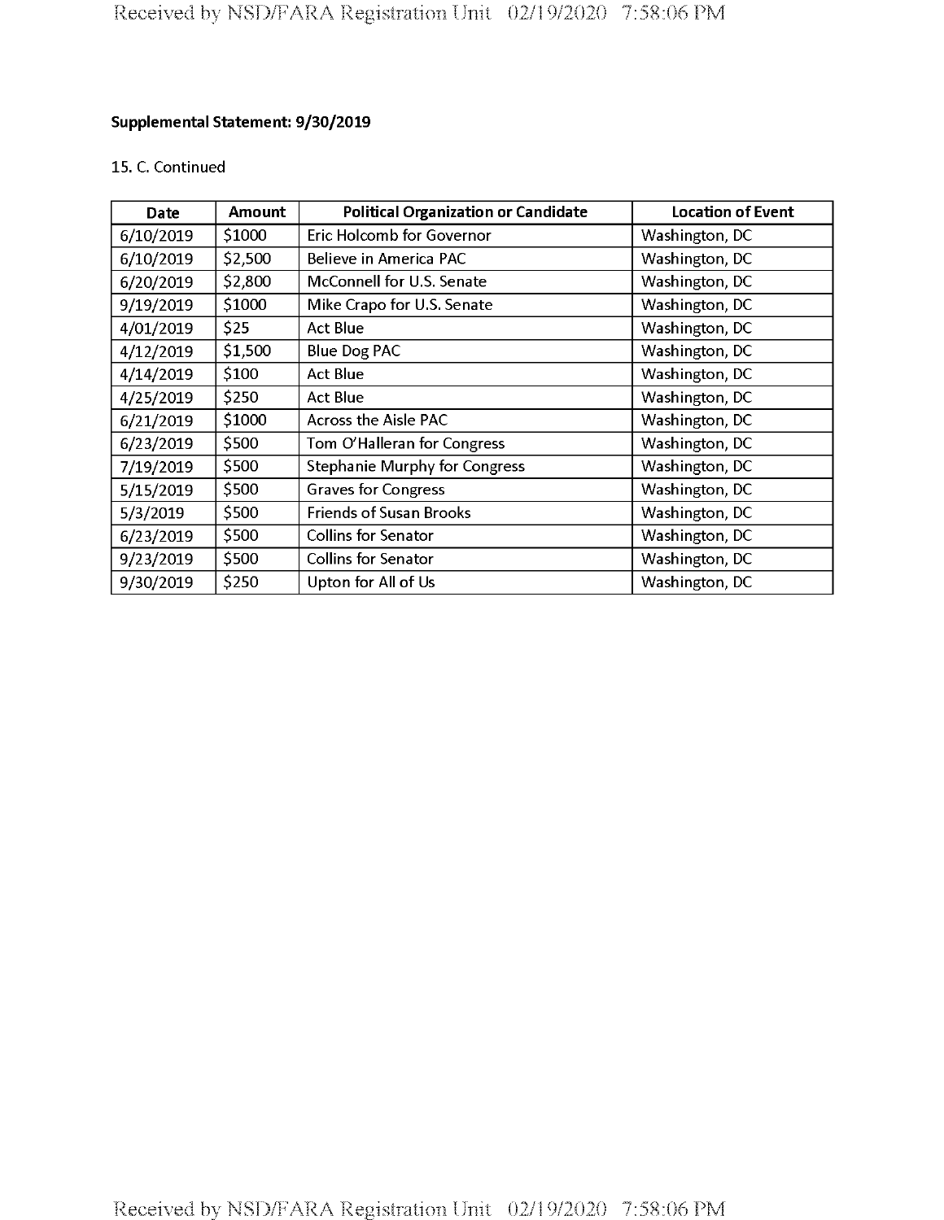**Supplemental Statement: 9/30/2019**

15. C. Continued

| Date | Amount | Political Organization or Candidate | Location of Event |
|---|---|---|---|
| 6/10/2019 | $1000 | Eric Holcomb for Governor | Washington, DC |
| 6/10/2019 | $2,500 | Believe in America PAC | Washington, DC |
| 6/20/2019 | $2,800 | McConnell for U.S. Senate | Washington, DC |
| 9/19/2019 | $1000 | Mike Crapo for U.S. Senate | Washington, DC |
| 4/01/2019 | $25 | Act Blue | Washington, DC |
| 4/12/2019 | $1,500 | Blue Dog PAC | Washington, DC |
| 4/14/2019 | $100 | Act Blue | Washington, DC |
| 4/25/2019 | $250 | Act Blue | Washington, DC |
| 6/21/2019 | $1000 | Across the Aisle PAC | Washington, DC |
| 6/23/2019 | $500 | Tom O'Halleran for Congress | Washington, DC |
| 7/19/2019 | $500 | Stephanie Murphy for Congress | Washington, DC |
| 5/15/2019 | $500 | Graves for Congress | Washington, DC |
| 5/3/2019 | $500 | Friends of Susan Brooks | Washington, DC |
| 6/23/2019 | $500 | Collins for Senator | Washington, DC |
| 9/23/2019 | $500 | Collins for Senator | Washington, DC |
| 9/30/2019 | $250 | Upton for All of Us | Washington, DC |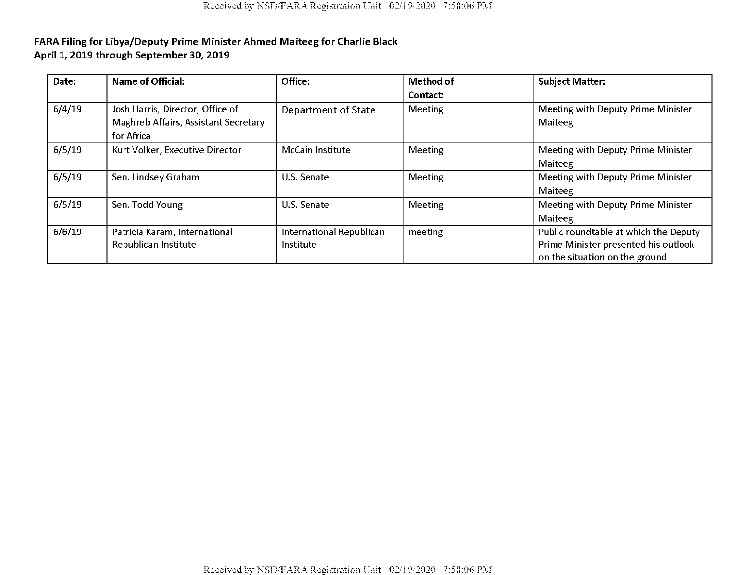**FARA Filing for Libya/Deputy Prime Minister Ahmed Maiteeg for Charlie Black**
**April 1, 2019 through September 30, 2019**

| Date: | Name of Official: | Office: | Method of Contact: | Subject Matter: |
|---|---|---|---|---|
| 6/4/19 | Josh Harris, Director, Office of Maghreb Affairs, Assistant Secretary for Africa | Department of State | Meeting | Meeting with Deputy Prime Minister Maiteeg |
| 6/5/19 | Kurt Volker, Executive Director | McCain Institute | Meeting | Meeting with Deputy Prime Minister Maiteeg |
| 6/5/19 | Sen. Lindsey Graham | U.S. Senate | Meeting | Meeting with Deputy Prime Minister Maiteeg |
| 6/5/19 | Sen. Todd Young | U.S. Senate | Meeting | Meeting with Deputy Prime Minister Maiteeg |
| 6/6/19 | Patricia Karam, International Republican Institute | International Republican Institute | meeting | Public roundtable at which the Deputy Prime Minister presented his outlook on the situation on the ground |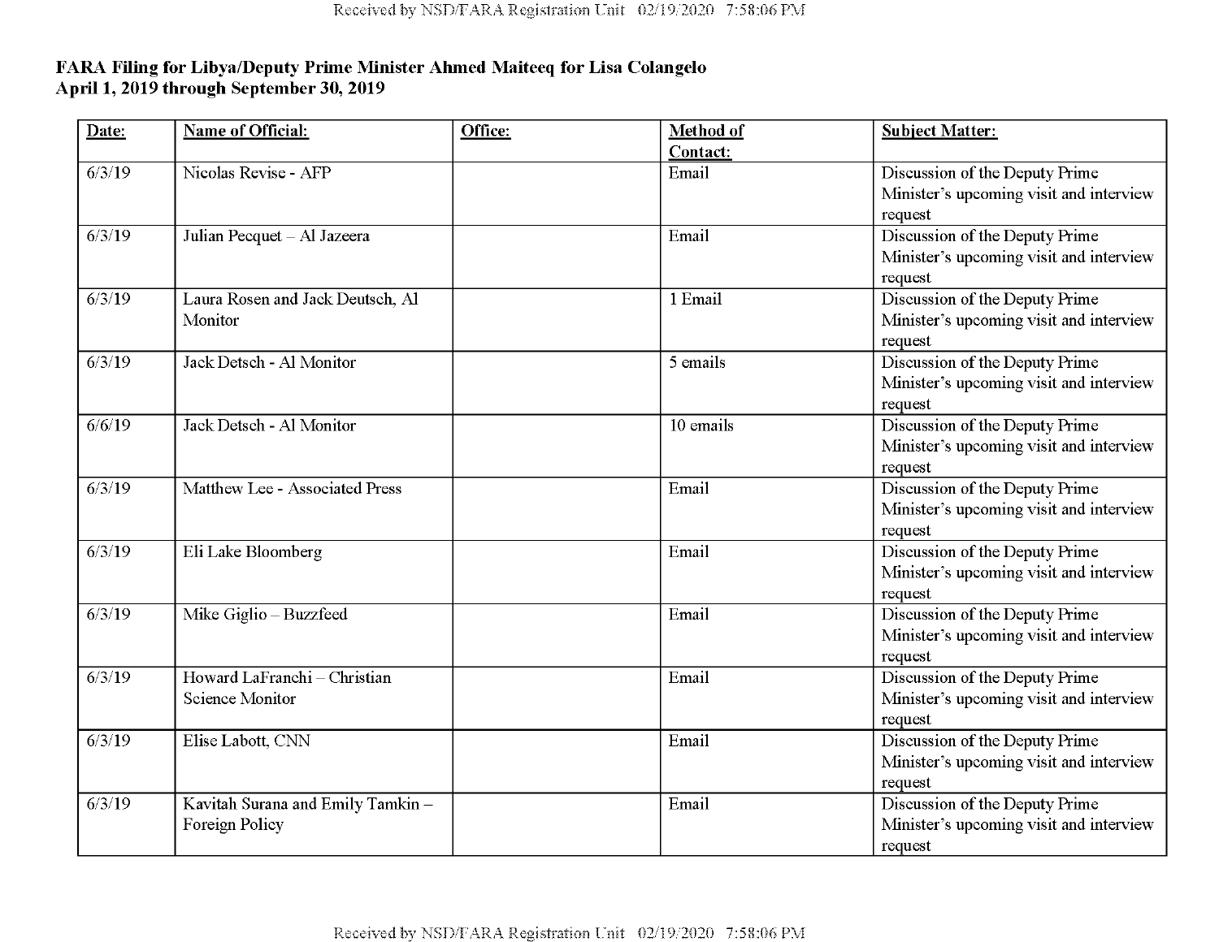**FARA Filing for Libya/Deputy Prime Minister Ahmed Maiteeq for Lisa Colangelo**
**April 1, 2019 through September 30, 2019**

| Date: | Name of Official: | Office: | Method of Contact: | Subject Matter: |
|---|---|---|---|---|
| 6/3/19 | Nicolas Revise - AFP | | Email | Discussion of the Deputy Prime Minister's upcoming visit and interview request |
| 6/3/19 | Julian Pecquet – Al Jazeera | | Email | Discussion of the Deputy Prime Minister's upcoming visit and interview request |
| 6/3/19 | Laura Rosen and Jack Deutsch, Al Monitor | | 1 Email | Discussion of the Deputy Prime Minister's upcoming visit and interview request |
| 6/3/19 | Jack Detsch - Al Monitor | | 5 emails | Discussion of the Deputy Prime Minister's upcoming visit and interview request |
| 6/6/19 | Jack Detsch - Al Monitor | | 10 emails | Discussion of the Deputy Prime Minister's upcoming visit and interview request |
| 6/3/19 | Matthew Lee - Associated Press | | Email | Discussion of the Deputy Prime Minister's upcoming visit and interview request |
| 6/3/19 | Eli Lake Bloomberg | | Email | Discussion of the Deputy Prime Minister's upcoming visit and interview request |
| 6/3/19 | Mike Giglio – Buzzfeed | | Email | Discussion of the Deputy Prime Minister's upcoming visit and interview request |
| 6/3/19 | Howard LaFranchi – Christian Science Monitor | | Email | Discussion of the Deputy Prime Minister's upcoming visit and interview request |
| 6/3/19 | Elise Labott, CNN | | Email | Discussion of the Deputy Prime Minister's upcoming visit and interview request |
| 6/3/19 | Kavitah Surana and Emily Tamkin – Foreign Policy | | Email | Discussion of the Deputy Prime Minister's upcoming visit and interview request |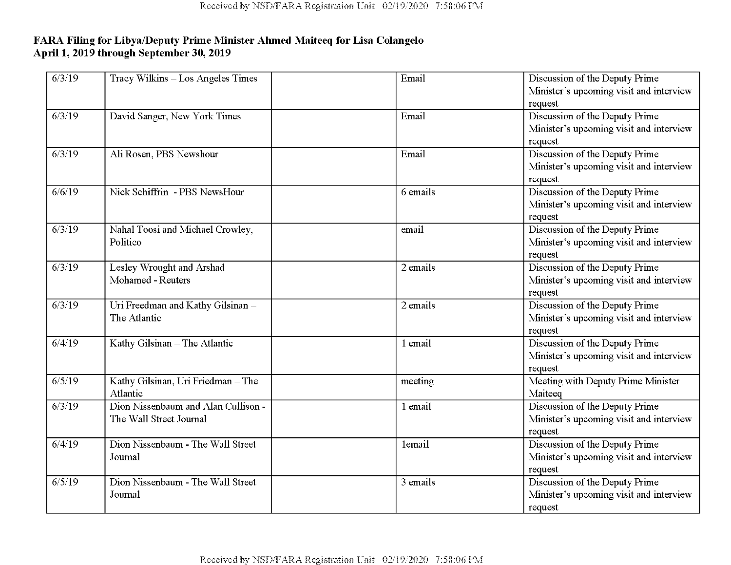**FARA Filing for Libya/Deputy Prime Minister Ahmed Maiteeq for Lisa Colangelo**
**April 1, 2019 through September 30, 2019**

| | | | | |
|---|---|---|---|---|
| 6/3/19 | Tracy Wilkins – Los Angeles Times | | Email | Discussion of the Deputy Prime Minister's upcoming visit and interview request |
| 6/3/19 | David Sanger, New York Times | | Email | Discussion of the Deputy Prime Minister's upcoming visit and interview request |
| 6/3/19 | Ali Rosen, PBS Newshour | | Email | Discussion of the Deputy Prime Minister's upcoming visit and interview request |
| 6/6/19 | Nick Schiffrin - PBS NewsHour | | 6 emails | Discussion of the Deputy Prime Minister's upcoming visit and interview request |
| 6/3/19 | Nahal Toosi and Michael Crowley, Politico | | email | Discussion of the Deputy Prime Minister's upcoming visit and interview request |
| 6/3/19 | Lesley Wrought and Arshad Mohamed - Reuters | | 2 emails | Discussion of the Deputy Prime Minister's upcoming visit and interview request |
| 6/3/19 | Uri Freedman and Kathy Gilsinan – The Atlantic | | 2 emails | Discussion of the Deputy Prime Minister's upcoming visit and interview request |
| 6/4/19 | Kathy Gilsinan – The Atlantic | | 1 email | Discussion of the Deputy Prime Minister's upcoming visit and interview request |
| 6/5/19 | Kathy Gilsinan, Uri Friedman – The Atlantic | | meeting | Meeting with Deputy Prime Minister Maiteeq |
| 6/3/19 | Dion Nissenbaum and Alan Cullison - The Wall Street Journal | | 1 email | Discussion of the Deputy Prime Minister's upcoming visit and interview request |
| 6/4/19 | Dion Nissenbaum - The Wall Street Journal | | 1email | Discussion of the Deputy Prime Minister's upcoming visit and interview request |
| 6/5/19 | Dion Nissenbaum - The Wall Street Journal | | 3 emails | Discussion of the Deputy Prime Minister's upcoming visit and interview request |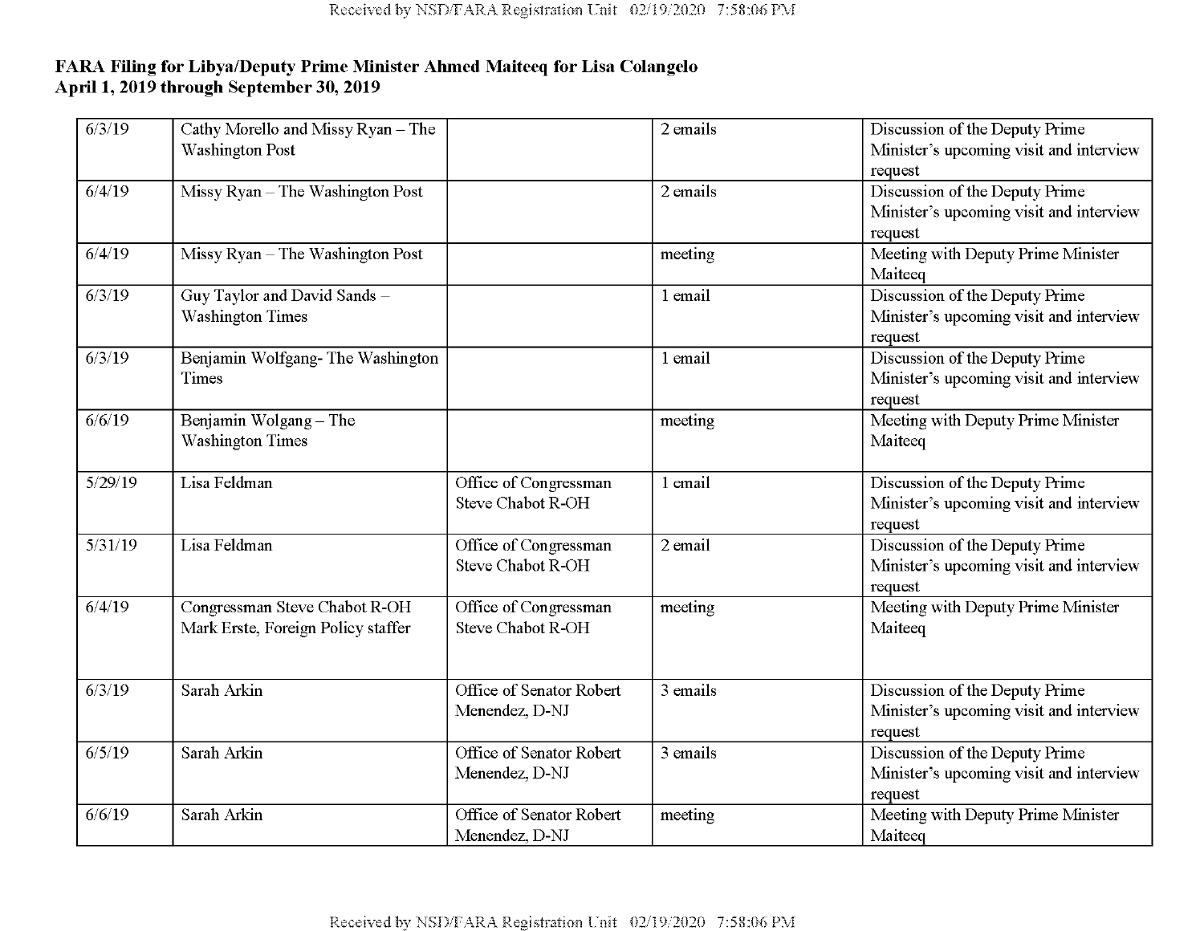**FARA Filing for Libya/Deputy Prime Minister Ahmed Maiteeq for Lisa Colangelo**
**April 1, 2019 through September 30, 2019**

| | | | | |
|---|---|---|---|---|
| 6/3/19 | Cathy Morello and Missy Ryan – The Washington Post | | 2 emails | Discussion of the Deputy Prime Minister's upcoming visit and interview request |
| 6/4/19 | Missy Ryan – The Washington Post | | 2 emails | Discussion of the Deputy Prime Minister's upcoming visit and interview request |
| 6/4/19 | Missy Ryan – The Washington Post | | meeting | Meeting with Deputy Prime Minister Maiteeq |
| 6/3/19 | Guy Taylor and David Sands – Washington Times | | 1 email | Discussion of the Deputy Prime Minister's upcoming visit and interview request |
| 6/3/19 | Benjamin Wolfgang- The Washington Times | | 1 email | Discussion of the Deputy Prime Minister's upcoming visit and interview request |
| 6/6/19 | Benjamin Wolgang – The Washington Times | | meeting | Meeting with Deputy Prime Minister Maiteeq |
| 5/29/19 | Lisa Feldman | Office of Congressman Steve Chabot R-OH | 1 email | Discussion of the Deputy Prime Minister's upcoming visit and interview request |
| 5/31/19 | Lisa Feldman | Office of Congressman Steve Chabot R-OH | 2 email | Discussion of the Deputy Prime Minister's upcoming visit and interview request |
| 6/4/19 | Congressman Steve Chabot R-OH Mark Erste, Foreign Policy staffer | Office of Congressman Steve Chabot R-OH | meeting | Meeting with Deputy Prime Minister Maiteeq |
| 6/3/19 | Sarah Arkin | Office of Senator Robert Menendez, D-NJ | 3 emails | Discussion of the Deputy Prime Minister's upcoming visit and interview request |
| 6/5/19 | Sarah Arkin | Office of Senator Robert Menendez, D-NJ | 3 emails | Discussion of the Deputy Prime Minister's upcoming visit and interview request |
| 6/6/19 | Sarah Arkin | Office of Senator Robert Menendez, D-NJ | meeting | Meeting with Deputy Prime Minister Maiteeq |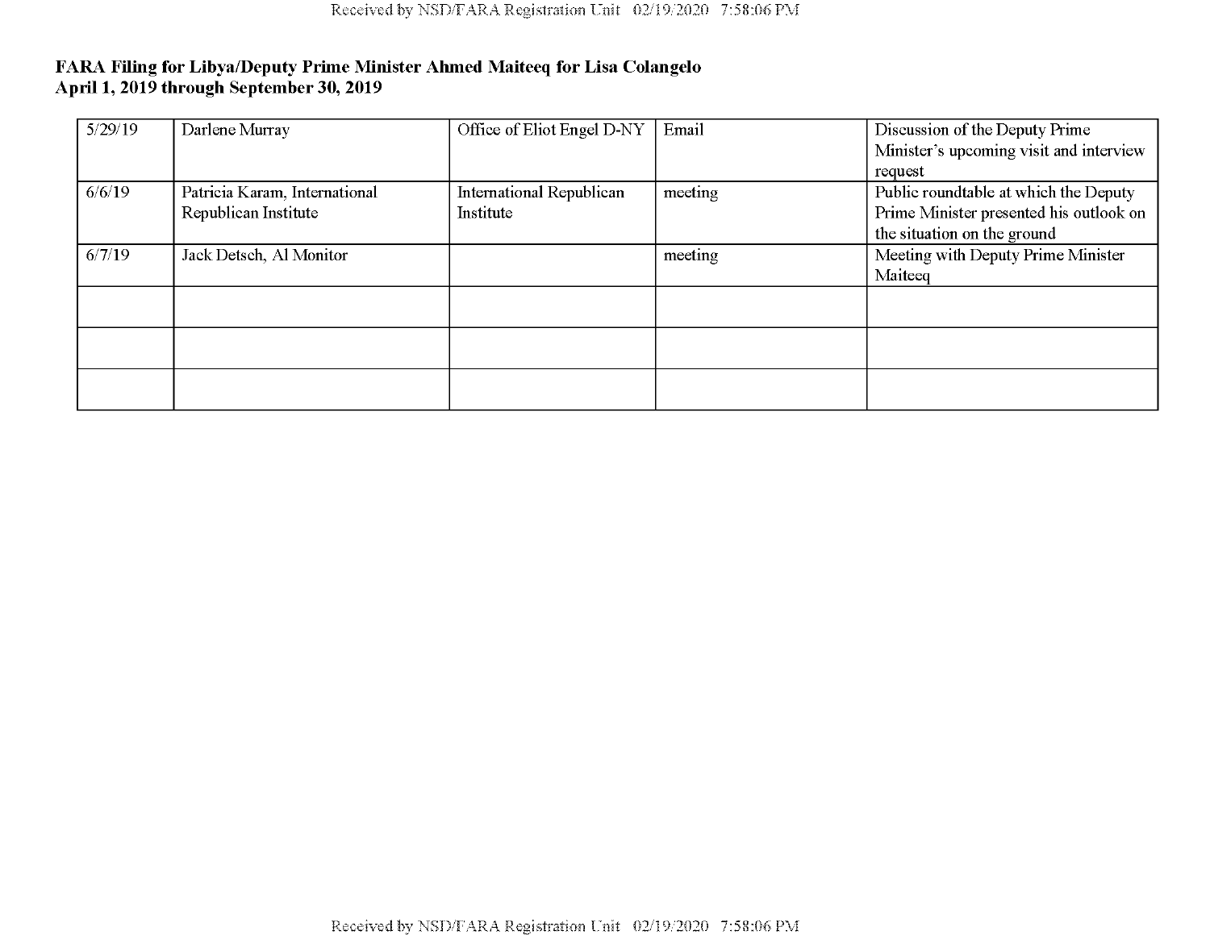**FARA Filing for Libya/Deputy Prime Minister Ahmed Maiteeq for Lisa Colangelo**
**April 1, 2019 through September 30, 2019**

| | | | | |
|---|---|---|---|---|
| 5/29/19 | Darlene Murray | Office of Eliot Engel D-NY | Email | Discussion of the Deputy Prime Minister's upcoming visit and interview request |
| 6/6/19 | Patricia Karam, International Republican Institute | International Republican Institute | meeting | Public roundtable at which the Deputy Prime Minister presented his outlook on the situation on the ground |
| 6/7/19 | Jack Detsch, Al Monitor | | meeting | Meeting with Deputy Prime Minister Maiteeq |
| | | | | |
| | | | | |
| | | | | |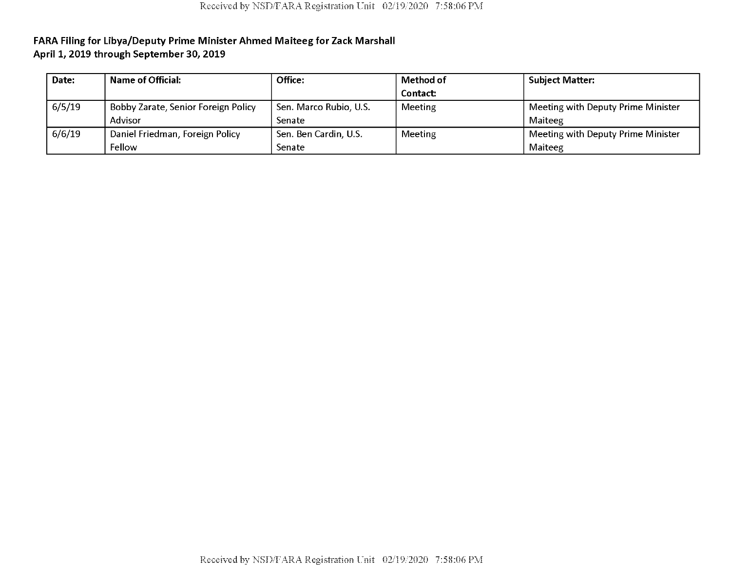**FARA Filing for Libya/Deputy Prime Minister Ahmed Maiteeg for Zack Marshall**
**April 1, 2019 through September 30, 2019**

| Date: | Name of Official: | Office: | Method of Contact: | Subject Matter: |
|---|---|---|---|---|
| 6/5/19 | Bobby Zarate, Senior Foreign Policy Advisor | Sen. Marco Rubio, U.S. Senate | Meeting | Meeting with Deputy Prime Minister Maiteeg |
| 6/6/19 | Daniel Friedman, Foreign Policy Fellow | Sen. Ben Cardin, U.S. Senate | Meeting | Meeting with Deputy Prime Minister Maiteeg |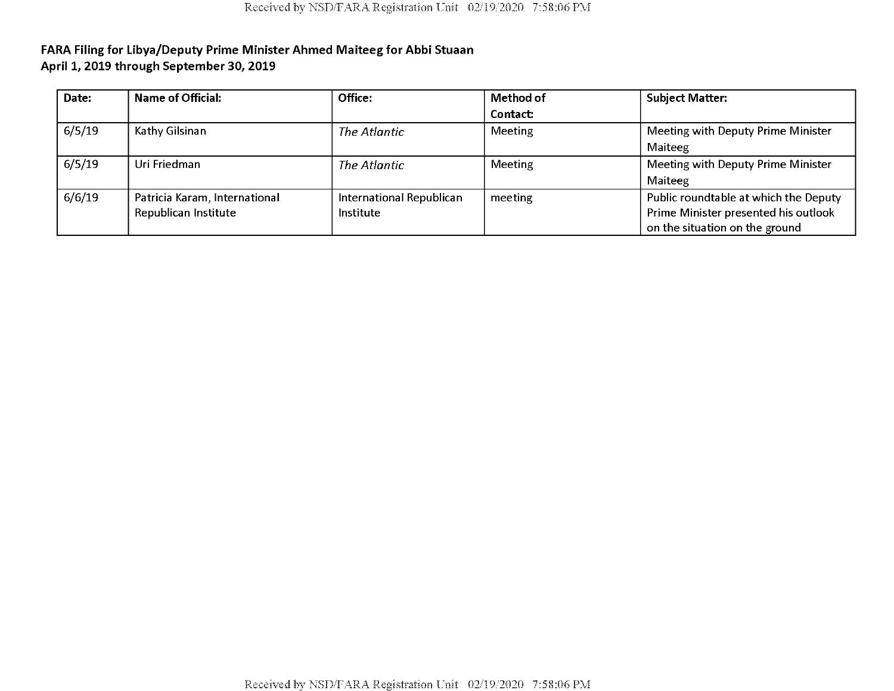**FARA Filing for Libya/Deputy Prime Minister Ahmed Maiteeg for Abbi Stuaan**
**April 1, 2019 through September 30, 2019**

| Date: | Name of Official: | Office: | Method of Contact: | Subject Matter: |
|---|---|---|---|---|
| 6/5/19 | Kathy Gilsinan | *The Atlantic* | Meeting | Meeting with Deputy Prime Minister Maiteeg |
| 6/5/19 | Uri Friedman | *The Atlantic* | Meeting | Meeting with Deputy Prime Minister Maiteeg |
| 6/6/19 | Patricia Karam, International Republican Institute | International Republican Institute | meeting | Public roundtable at which the Deputy Prime Minister presented his outlook on the situation on the ground |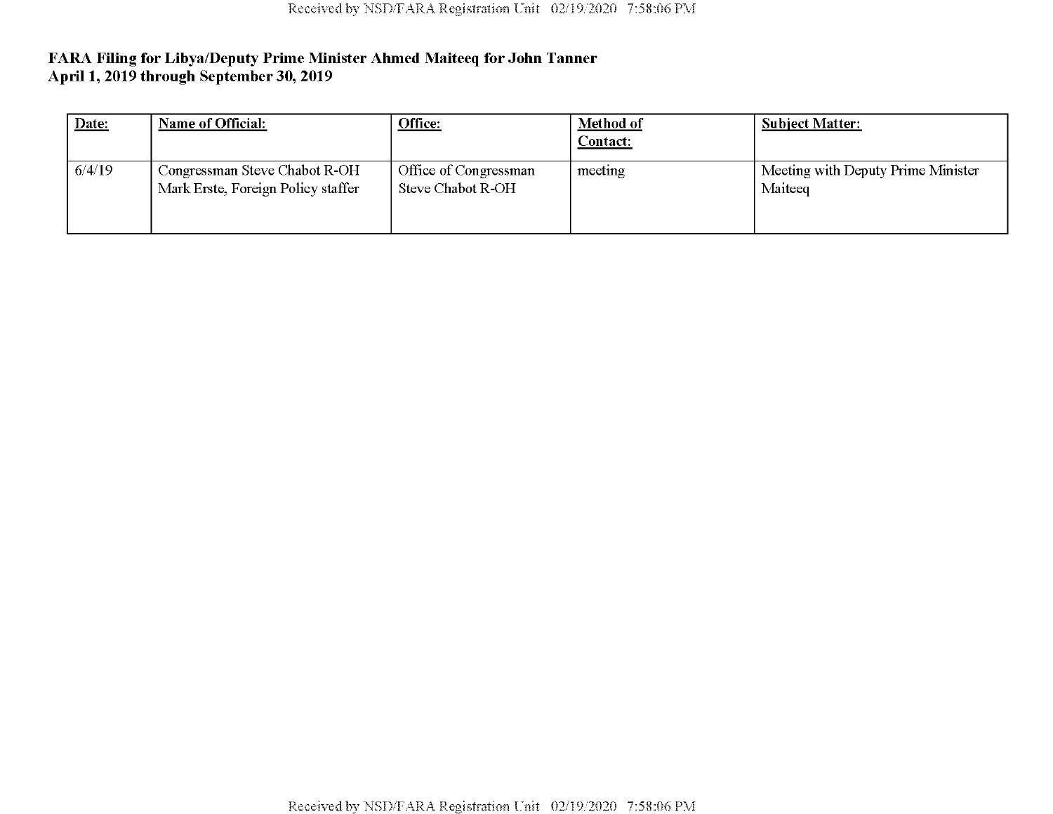**FARA Filing for Libya/Deputy Prime Minister Ahmed Maiteeq for John Tanner**
**April 1, 2019 through September 30, 2019**

| Date: | Name of Official: | Office: | Method of Contact: | Subject Matter: |
|---|---|---|---|---|
| 6/4/19 | Congressman Steve Chabot R-OH<br>Mark Erste, Foreign Policy staffer | Office of Congressman Steve Chabot R-OH | meeting | Meeting with Deputy Prime Minister Maiteeq |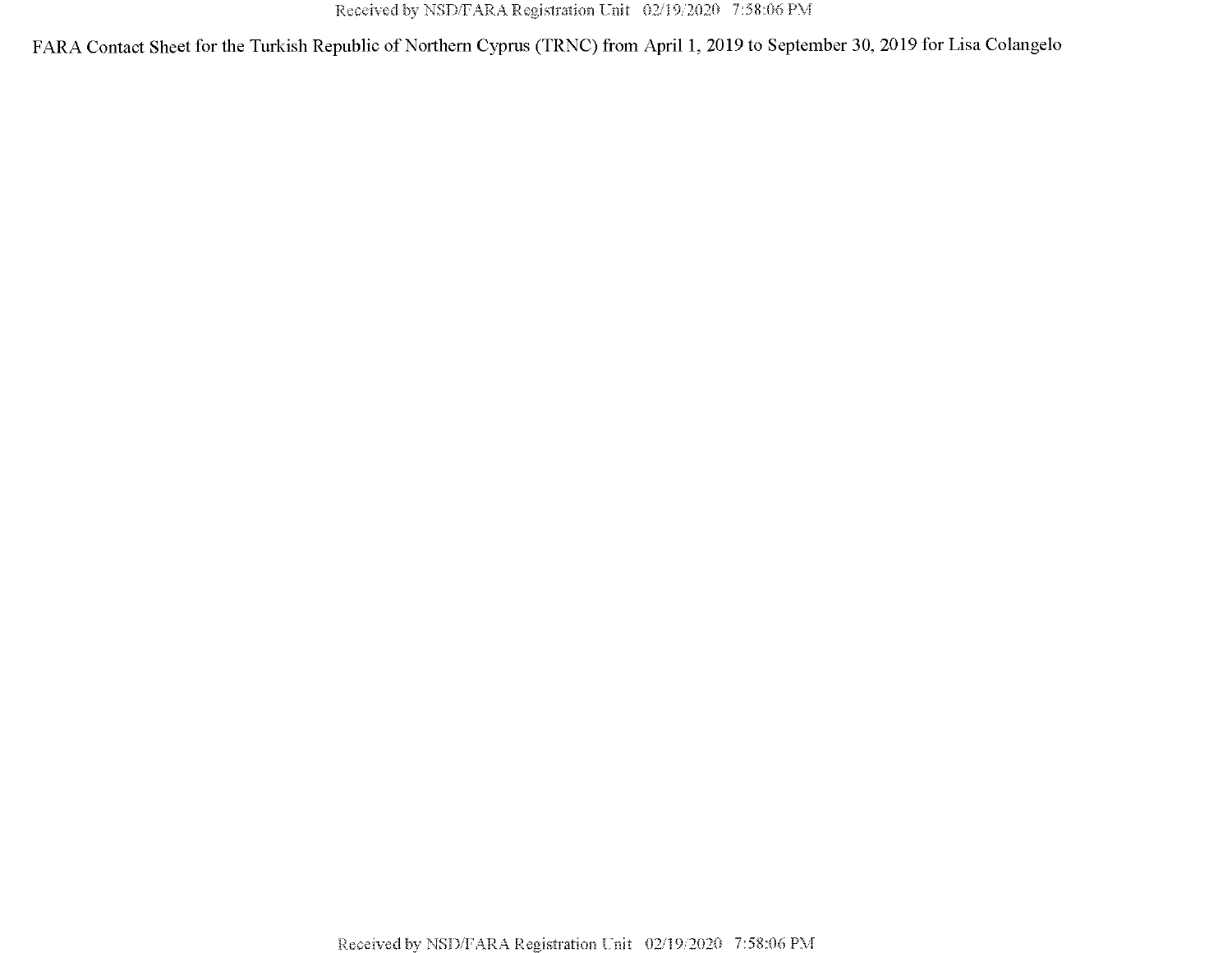FARA Contact Sheet for the Turkish Republic of Northern Cyprus (TRNC) from April 1, 2019 to September 30, 2019 for Lisa Colangelo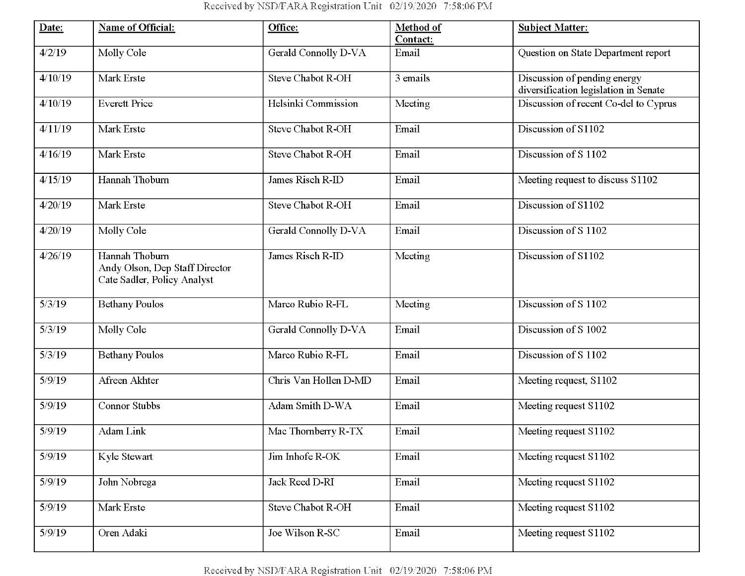| Date: | Name of Official: | Office: | Method of Contact: | Subject Matter: |
|---|---|---|---|---|
| 4/2/19 | Molly Cole | Gerald Connolly D-VA | Email | Question on State Department report |
| 4/10/19 | Mark Erste | Steve Chabot R-OH | 3 emails | Discussion of pending energy diversification legislation in Senate |
| 4/10/19 | Everett Price | Helsinki Commission | Meeting | Discussion of recent Co-del to Cyprus |
| 4/11/19 | Mark Erste | Steve Chabot R-OH | Email | Discussion of S1102 |
| 4/16/19 | Mark Erste | Steve Chabot R-OH | Email | Discussion of S 1102 |
| 4/15/19 | Hannah Thoburn | James Risch R-ID | Email | Meeting request to discuss S1102 |
| 4/20/19 | Mark Erste | Steve Chabot R-OH | Email | Discussion of S1102 |
| 4/20/19 | Molly Cole | Gerald Connolly D-VA | Email | Discussion of S 1102 |
| 4/26/19 | Hannah Thoburn<br>Andy Olson, Dep Staff Director<br>Cate Sadler, Policy Analyst | James Risch R-ID | Meeting | Discussion of S1102 |
| 5/3/19 | Bethany Poulos | Marco Rubio R-FL | Meeting | Discussion of S 1102 |
| 5/3/19 | Molly Cole | Gerald Connolly D-VA | Email | Discussion of S 1002 |
| 5/3/19 | Bethany Poulos | Marco Rubio R-FL | Email | Discussion of S 1102 |
| 5/9/19 | Afreen Akhter | Chris Van Hollen D-MD | Email | Meeting request, S1102 |
| 5/9/19 | Connor Stubbs | Adam Smith D-WA | Email | Meeting request S1102 |
| 5/9/19 | Adam Link | Mac Thornberry R-TX | Email | Meeting request S1102 |
| 5/9/19 | Kyle Stewart | Jim Inhofe R-OK | Email | Meeting request S1102 |
| 5/9/19 | John Nobrega | Jack Reed D-RI | Email | Meeting request S1102 |
| 5/9/19 | Mark Erste | Steve Chabot R-OH | Email | Meeting request S1102 |
| 5/9/19 | Oren Adaki | Joe Wilson R-SC | Email | Meeting request S1102 |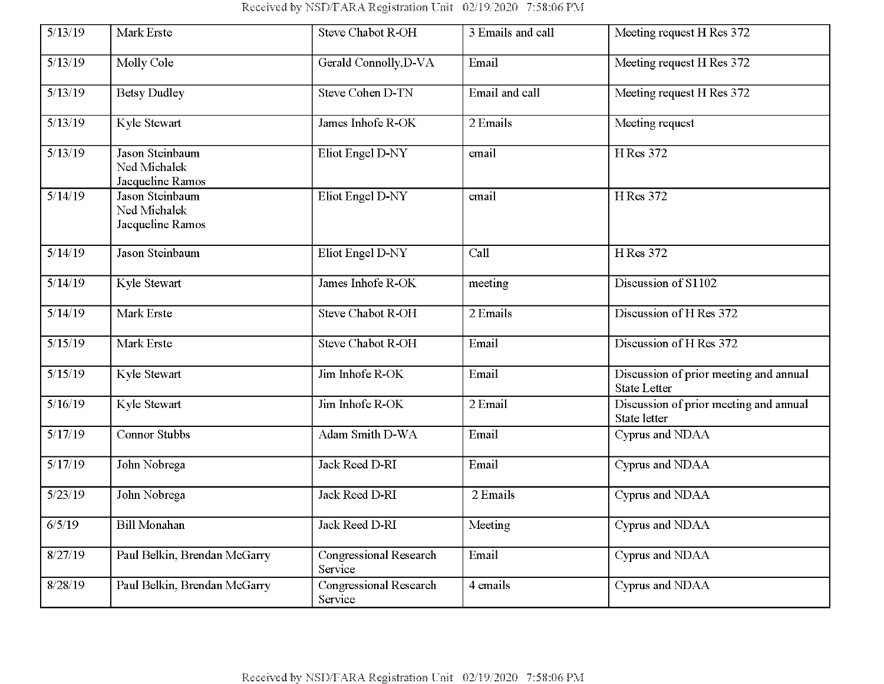| | | | | |
|---|---|---|---|---|
| 5/13/19 | Mark Erste | Steve Chabot R-OH | 3 Emails and call | Meeting request H Res 372 |
| 5/13/19 | Molly Cole | Gerald Connolly,D-VA | Email | Meeting request H Res 372 |
| 5/13/19 | Betsy Dudley | Steve Cohen D-TN | Email and call | Meeting request H Res 372 |
| 5/13/19 | Kyle Stewart | James Inhofe R-OK | 2 Emails | Meeting request |
| 5/13/19 | Jason Steinbaum<br>Ned Michalek<br>Jacqueline Ramos | Eliot Engel D-NY | email | H Res 372 |
| 5/14/19 | Jason Steinbaum<br>Ned Michalek<br>Jacqueline Ramos | Eliot Engel D-NY | email | H Res 372 |
| 5/14/19 | Jason Steinbaum | Eliot Engel D-NY | Call | H Res 372 |
| 5/14/19 | Kyle Stewart | James Inhofe R-OK | meeting | Discussion of S1102 |
| 5/14/19 | Mark Erste | Steve Chabot R-OH | 2 Emails | Discussion of H Res 372 |
| 5/15/19 | Mark Erste | Steve Chabot R-OH | Email | Discussion of H Res 372 |
| 5/15/19 | Kyle Stewart | Jim Inhofe R-OK | Email | Discussion of prior meeting and annual State Letter |
| 5/16/19 | Kyle Stewart | Jim Inhofe R-OK | 2 Email | Discussion of prior meeting and annual State letter |
| 5/17/19 | Connor Stubbs | Adam Smith D-WA | Email | Cyprus and NDAA |
| 5/17/19 | John Nobrega | Jack Reed D-RI | Email | Cyprus and NDAA |
| 5/23/19 | John Nobrega | Jack Reed D-RI | 2 Emails | Cyprus and NDAA |
| 6/5/19 | Bill Monahan | Jack Reed D-RI | Meeting | Cyprus and NDAA |
| 8/27/19 | Paul Belkin, Brendan McGarry | Congressional Research Service | Email | Cyprus and NDAA |
| 8/28/19 | Paul Belkin, Brendan McGarry | Congressional Research Service | 4 emails | Cyprus and NDAA |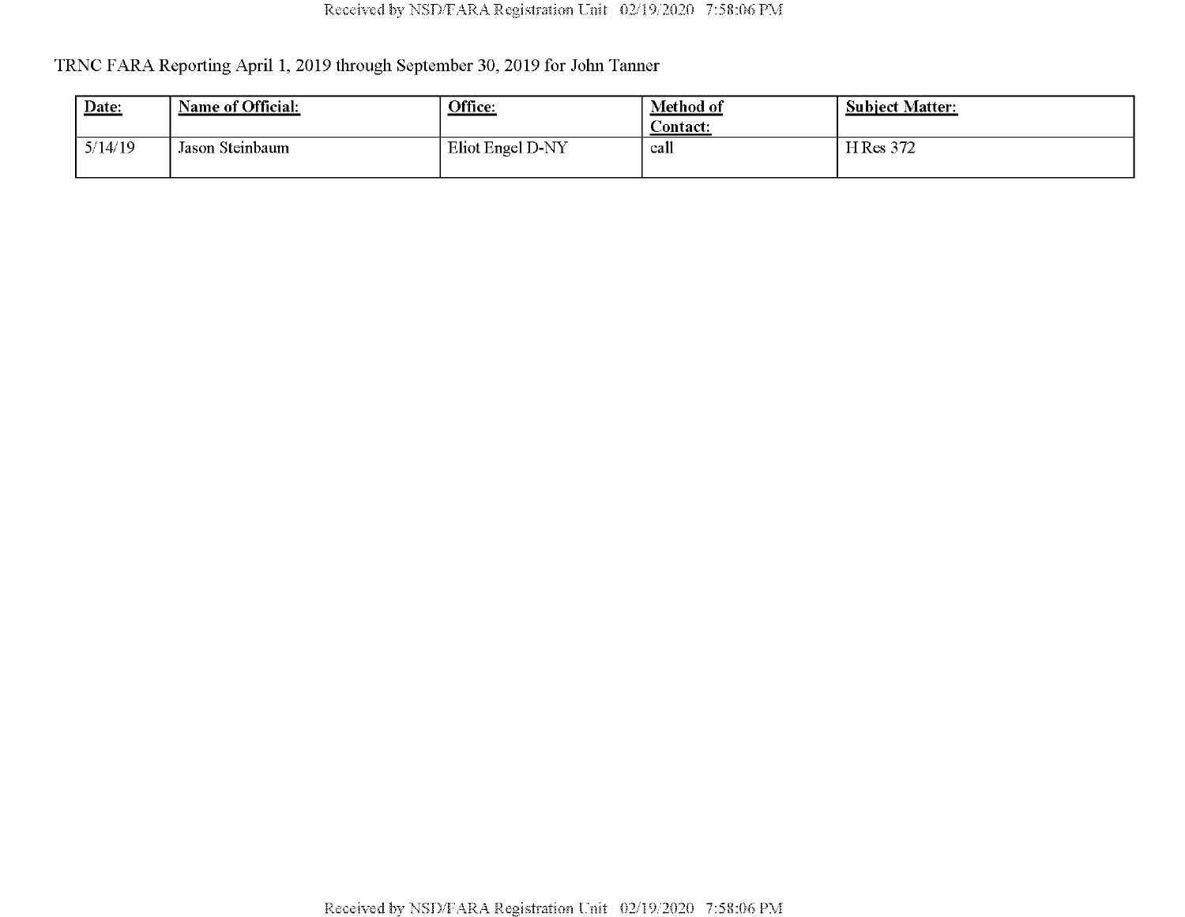TRNC FARA Reporting April 1, 2019 through September 30, 2019 for John Tanner

| Date: | Name of Official: | Office: | Method of Contact: | Subject Matter: |
|---|---|---|---|---|
| 5/14/19 | Jason Steinbaum | Eliot Engel D-NY | call | H Res 372 |